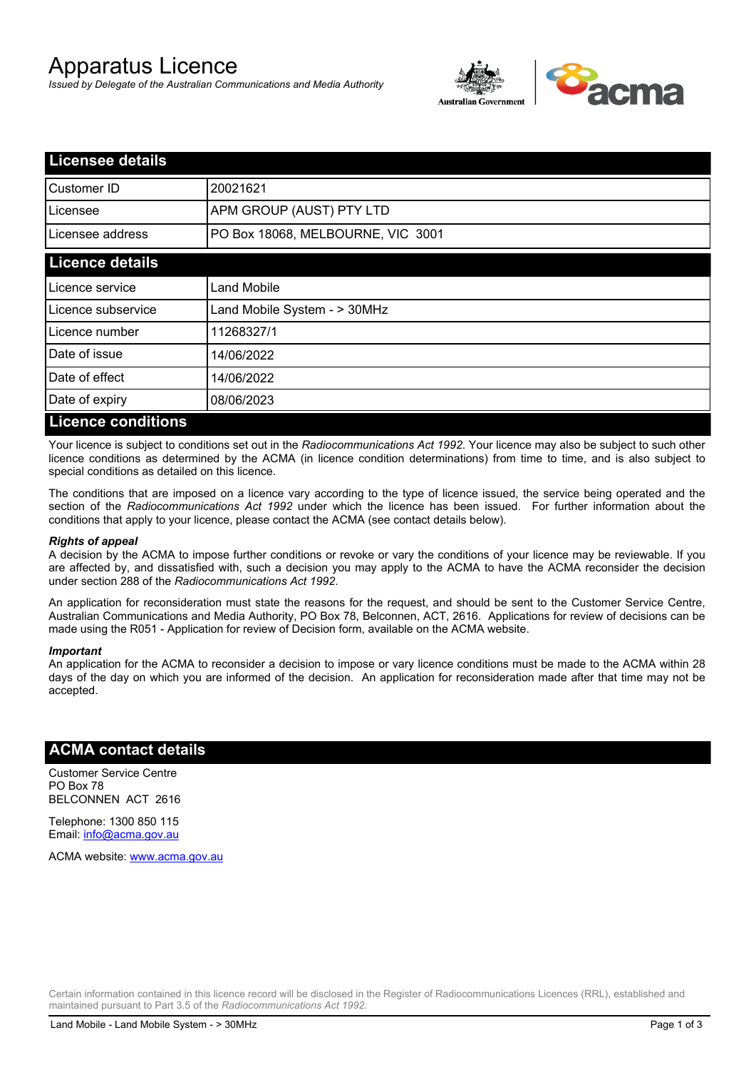# Apparatus Licence

*Issued by Delegate of the Australian Communications and Media Authority*

## Licensee details

| | |
|---|---|
| Customer ID | 20021621 |
| Licensee | APM GROUP (AUST) PTY LTD |
| Licensee address | PO Box 18068, MELBOURNE, VIC 3001 |

## Licence details

| | |
|---|---|
| Licence service | Land Mobile |
| Licence subservice | Land Mobile System - > 30MHz |
| Licence number | 11268327/1 |
| Date of issue | 14/06/2022 |
| Date of effect | 14/06/2022 |
| Date of expiry | 08/06/2023 |

## Licence conditions

Your licence is subject to conditions set out in the *Radiocommunications Act 1992*. Your licence may also be subject to such other licence conditions as determined by the ACMA (in licence condition determinations) from time to time, and is also subject to special conditions as detailed on this licence.

The conditions that are imposed on a licence vary according to the type of licence issued, the service being operated and the section of the *Radiocommunications Act 1992* under which the licence has been issued. For further information about the conditions that apply to your licence, please contact the ACMA (see contact details below).

***Rights of appeal***

A decision by the ACMA to impose further conditions or revoke or vary the conditions of your licence may be reviewable. If you are affected by, and dissatisfied with, such a decision you may apply to the ACMA to have the ACMA reconsider the decision under section 288 of the *Radiocommunications Act 1992*.

An application for reconsideration must state the reasons for the request, and should be sent to the Customer Service Centre, Australian Communications and Media Authority, PO Box 78, Belconnen, ACT, 2616. Applications for review of decisions can be made using the R051 - Application for review of Decision form, available on the ACMA website.

***Important***

An application for the ACMA to reconsider a decision to impose or vary licence conditions must be made to the ACMA within 28 days of the day on which you are informed of the decision. An application for reconsideration made after that time may not be accepted.

## ACMA contact details

Customer Service Centre
PO Box 78
BELCONNEN ACT 2616

Telephone: 1300 850 115
Email: info@acma.gov.au

ACMA website: www.acma.gov.au

Certain information contained in this licence record will be disclosed in the Register of Radiocommunications Licences (RRL), established and maintained pursuant to Part 3.5 of the *Radiocommunications Act 1992.*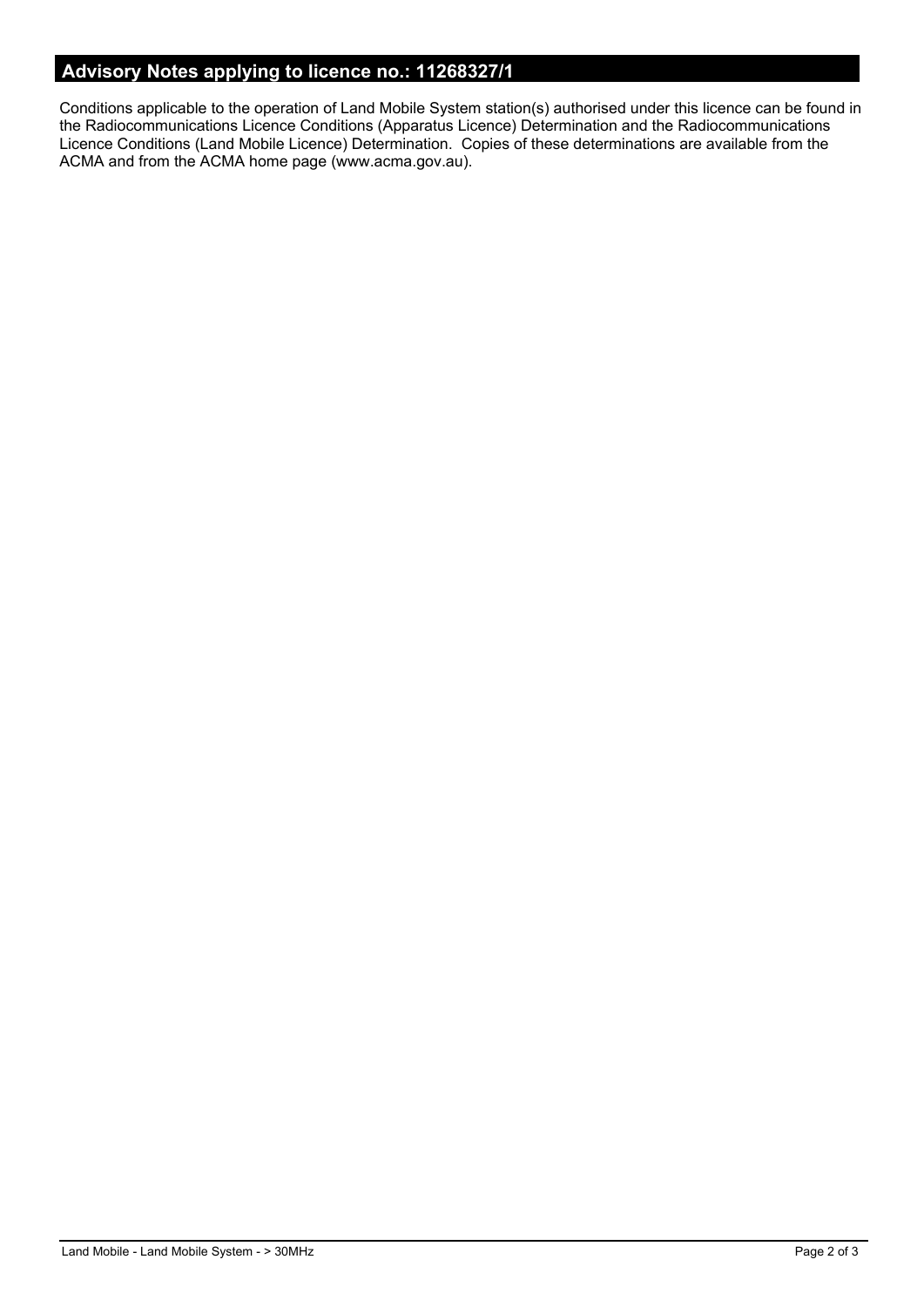## Advisory Notes applying to licence no.: 11268327/1

Conditions applicable to the operation of Land Mobile System station(s) authorised under this licence can be found in the Radiocommunications Licence Conditions (Apparatus Licence) Determination and the Radiocommunications Licence Conditions (Land Mobile Licence) Determination. Copies of these determinations are available from the ACMA and from the ACMA home page (www.acma.gov.au).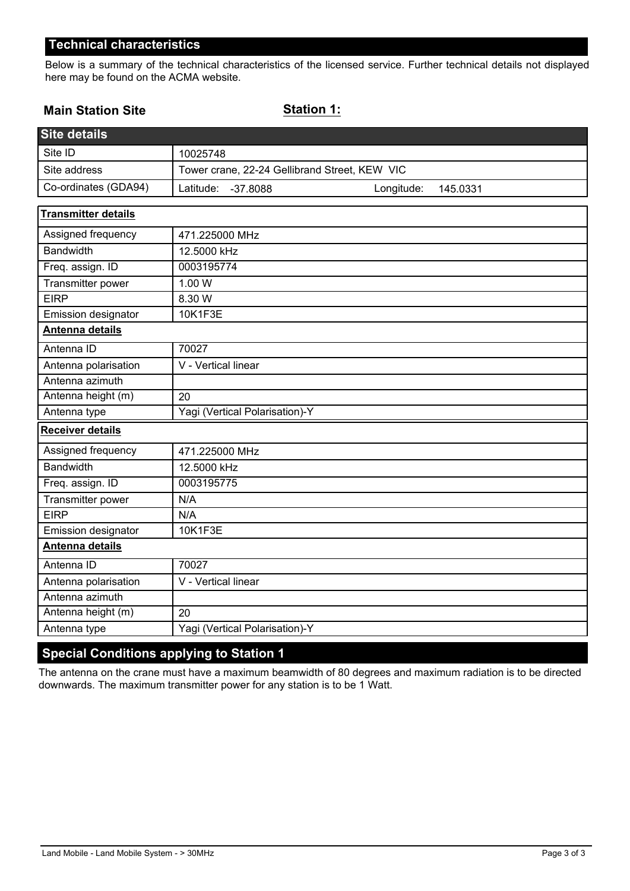## Technical characteristics

Below is a summary of the technical characteristics of the licensed service. Further technical details not displayed here may be found on the ACMA website.

**Main Station Site** **Station 1:**

| Site details | |
|---|---|
| Site ID | 10025748 |
| Site address | Tower crane, 22-24 Gellibrand Street, KEW VIC |
| Co-ordinates (GDA94) | Latitude: -37.8088 Longitude: 145.0331 |

| **Transmitter details** | |
|---|---|
| Assigned frequency | 471.225000 MHz |
| Bandwidth | 12.5000 kHz |
| Freq. assign. ID | 0003195774 |
| Transmitter power | 1.00 W |
| EIRP | 8.30 W |
| Emission designator | 10K1F3E |
| **Antenna details** | |
| Antenna ID | 70027 |
| Antenna polarisation | V - Vertical linear |
| Antenna azimuth | |
| Antenna height (m) | 20 |
| Antenna type | Yagi (Vertical Polarisation)-Y |

| **Receiver details** | |
|---|---|
| Assigned frequency | 471.225000 MHz |
| Bandwidth | 12.5000 kHz |
| Freq. assign. ID | 0003195775 |
| Transmitter power | N/A |
| EIRP | N/A |
| Emission designator | 10K1F3E |
| **Antenna details** | |
| Antenna ID | 70027 |
| Antenna polarisation | V - Vertical linear |
| Antenna azimuth | |
| Antenna height (m) | 20 |
| Antenna type | Yagi (Vertical Polarisation)-Y |

## Special Conditions applying to Station 1

The antenna on the crane must have a maximum beamwidth of 80 degrees and maximum radiation is to be directed downwards. The maximum transmitter power for any station is to be 1 Watt.